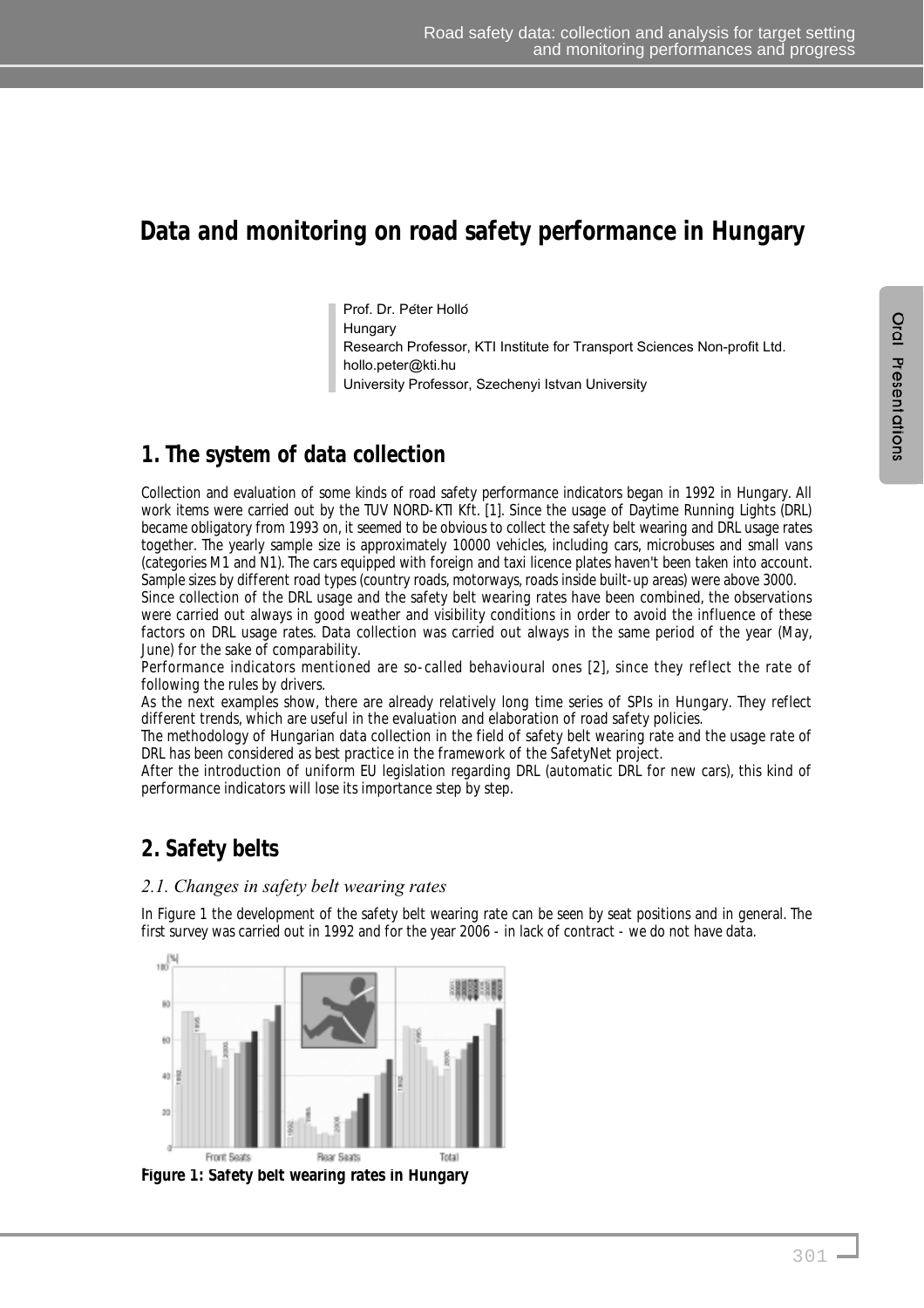# Data and monitoring on road safety performance in Hungary

Prof. Dr. Péter Holló
Hungary
Research Professor, KTI Institute for Transport Sciences Non-profit Ltd.
hollo.peter@kti.hu
University Professor, Szechenyi Istvan University

## 1. The system of data collection

Collection and evaluation of some kinds of road safety performance indicators began in 1992 in Hungary. All work items were carried out by the TUV NORD-KTI Kft. [1]. Since the usage of Daytime Running Lights (DRL) became obligatory from 1993 on, it seemed to be obvious to collect the safety belt wearing and DRL usage rates together. The yearly sample size is approximately 10000 vehicles, including cars, microbuses and small vans (categories M1 and N1). The cars equipped with foreign and taxi licence plates haven't been taken into account. Sample sizes by different road types (country roads, motorways, roads inside built-up areas) were above 3000.

Since collection of the DRL usage and the safety belt wearing rates have been combined, the observations were carried out always in good weather and visibility conditions in order to avoid the influence of these factors on DRL usage rates. Data collection was carried out always in the same period of the year (May, June) for the sake of comparability.

Performance indicators mentioned are so-called behavioural ones [2], since they reflect the rate of following the rules by drivers.

As the next examples show, there are already relatively long time series of SPIs in Hungary. They reflect different trends, which are useful in the evaluation and elaboration of road safety policies.

The methodology of Hungarian data collection in the field of safety belt wearing rate and the usage rate of DRL has been considered as best practice in the framework of the SafetyNet project.

After the introduction of uniform EU legislation regarding DRL (automatic DRL for new cars), this kind of performance indicators will lose its importance step by step.

## 2. Safety belts

### 2.1. Changes in safety belt wearing rates

In Figure 1 the development of the safety belt wearing rate can be seen by seat positions and in general. The first survey was carried out in 1992 and for the year 2006 - in lack of contract - we do not have data.

**Figure 1: Safety belt wearing rates in Hungary**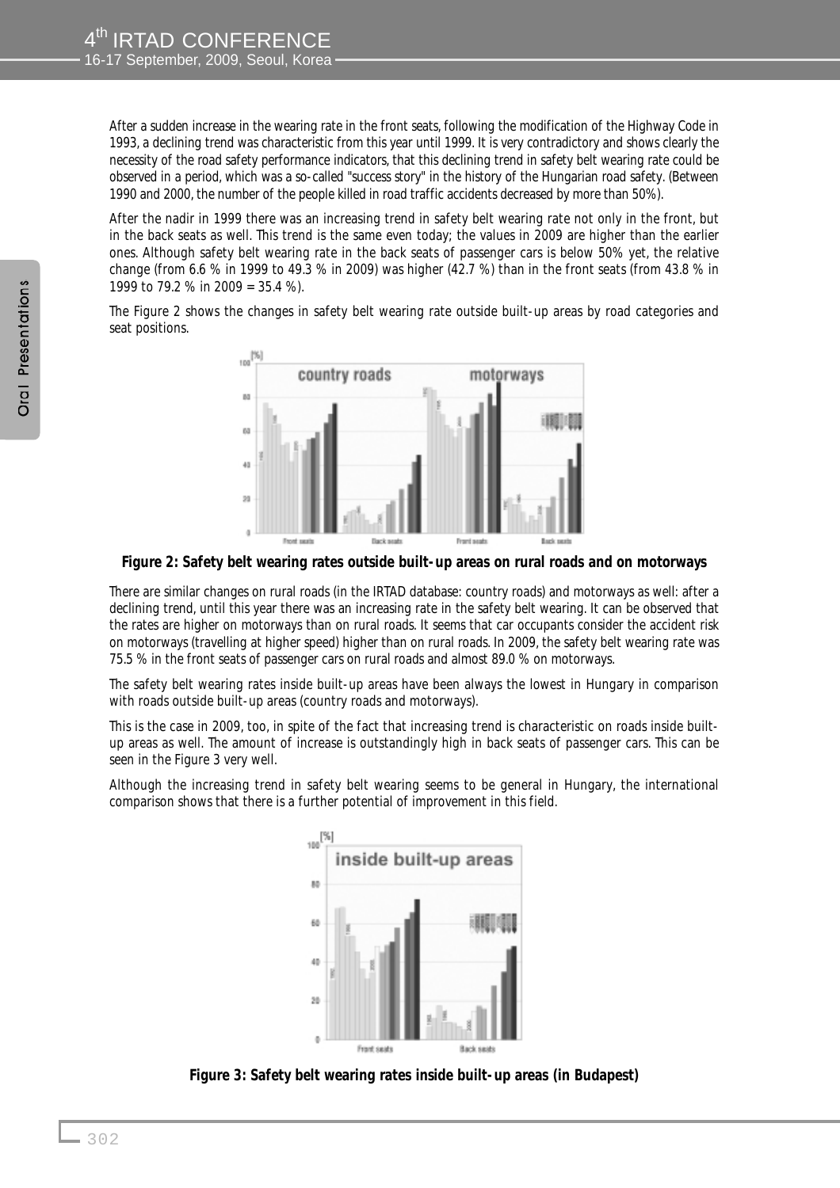After a sudden increase in the wearing rate in the front seats, following the modification of the Highway Code in 1993, a declining trend was characteristic from this year until 1999. It is very contradictory and shows clearly the necessity of the road safety performance indicators, that this declining trend in safety belt wearing rate could be observed in a period, which was a so-called "success story" in the history of the Hungarian road safety. (Between 1990 and 2000, the number of the people killed in road traffic accidents decreased by more than 50%).

After the nadir in 1999 there was an increasing trend in safety belt wearing rate not only in the front, but in the back seats as well. This trend is the same even today; the values in 2009 are higher than the earlier ones. Although safety belt wearing rate in the back seats of passenger cars is below 50% yet, the relative change (from 6.6 % in 1999 to 49.3 % in 2009) was higher (42.7 %) than in the front seats (from 43.8 % in 1999 to 79.2 % in 2009 = 35.4 %).

The Figure 2 shows the changes in safety belt wearing rate outside built-up areas by road categories and seat positions.

**Figure 2: Safety belt wearing rates outside built-up areas on rural roads and on motorways**

There are similar changes on rural roads (in the IRTAD database: country roads) and motorways as well: after a declining trend, until this year there was an increasing rate in the safety belt wearing. It can be observed that the rates are higher on motorways than on rural roads. It seems that car occupants consider the accident risk on motorways (travelling at higher speed) higher than on rural roads. In 2009, the safety belt wearing rate was 75.5 % in the front seats of passenger cars on rural roads and almost 89.0 % on motorways.

The safety belt wearing rates inside built-up areas have been always the lowest in Hungary in comparison with roads outside built-up areas (country roads and motorways).

This is the case in 2009, too, in spite of the fact that increasing trend is characteristic on roads inside built-up areas as well. The amount of increase is outstandingly high in back seats of passenger cars. This can be seen in the Figure 3 very well.

Although the increasing trend in safety belt wearing seems to be general in Hungary, the international comparison shows that there is a further potential of improvement in this field.

**Figure 3: Safety belt wearing rates inside built-up areas (in Budapest)**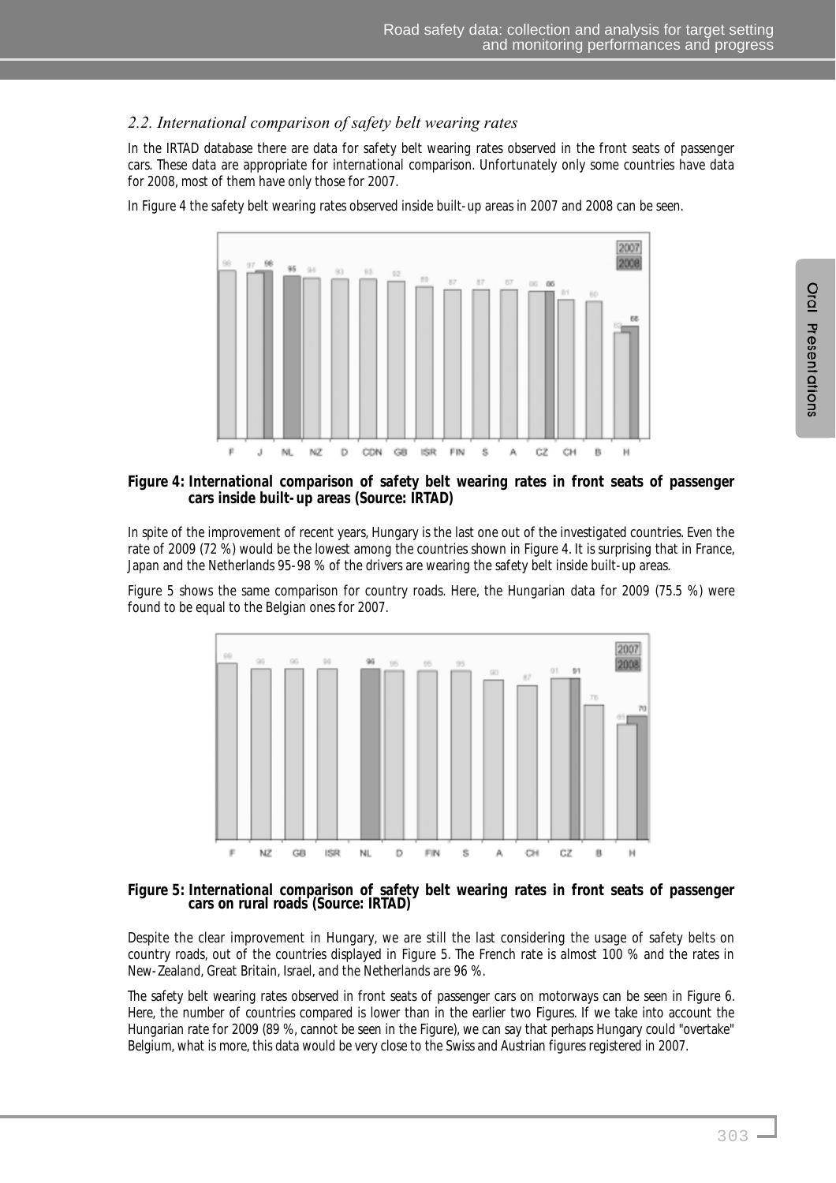### 2.2. International comparison of safety belt wearing rates

In the IRTAD database there are data for safety belt wearing rates observed in the front seats of passenger cars. These data are appropriate for international comparison. Unfortunately only some countries have data for 2008, most of them have only those for 2007.

In Figure 4 the safety belt wearing rates observed inside built-up areas in 2007 and 2008 can be seen.

**Figure 4: International comparison of safety belt wearing rates in front seats of passenger cars inside built-up areas (Source: IRTAD)**

In spite of the improvement of recent years, Hungary is the last one out of the investigated countries. Even the rate of 2009 (72 %) would be the lowest among the countries shown in Figure 4. It is surprising that in France, Japan and the Netherlands 95-98 % of the drivers are wearing the safety belt inside built-up areas.

Figure 5 shows the same comparison for country roads. Here, the Hungarian data for 2009 (75.5 %) were found to be equal to the Belgian ones for 2007.

**Figure 5: International comparison of safety belt wearing rates in front seats of passenger cars on rural roads (Source: IRTAD)**

Despite the clear improvement in Hungary, we are still the last considering the usage of safety belts on country roads, out of the countries displayed in Figure 5. The French rate is almost 100 % and the rates in New-Zealand, Great Britain, Israel, and the Netherlands are 96 %.

The safety belt wearing rates observed in front seats of passenger cars on motorways can be seen in Figure 6. Here, the number of countries compared is lower than in the earlier two Figures. If we take into account the Hungarian rate for 2009 (89 %, cannot be seen in the Figure), we can say that perhaps Hungary could "overtake" Belgium, what is more, this data would be very close to the Swiss and Austrian figures registered in 2007.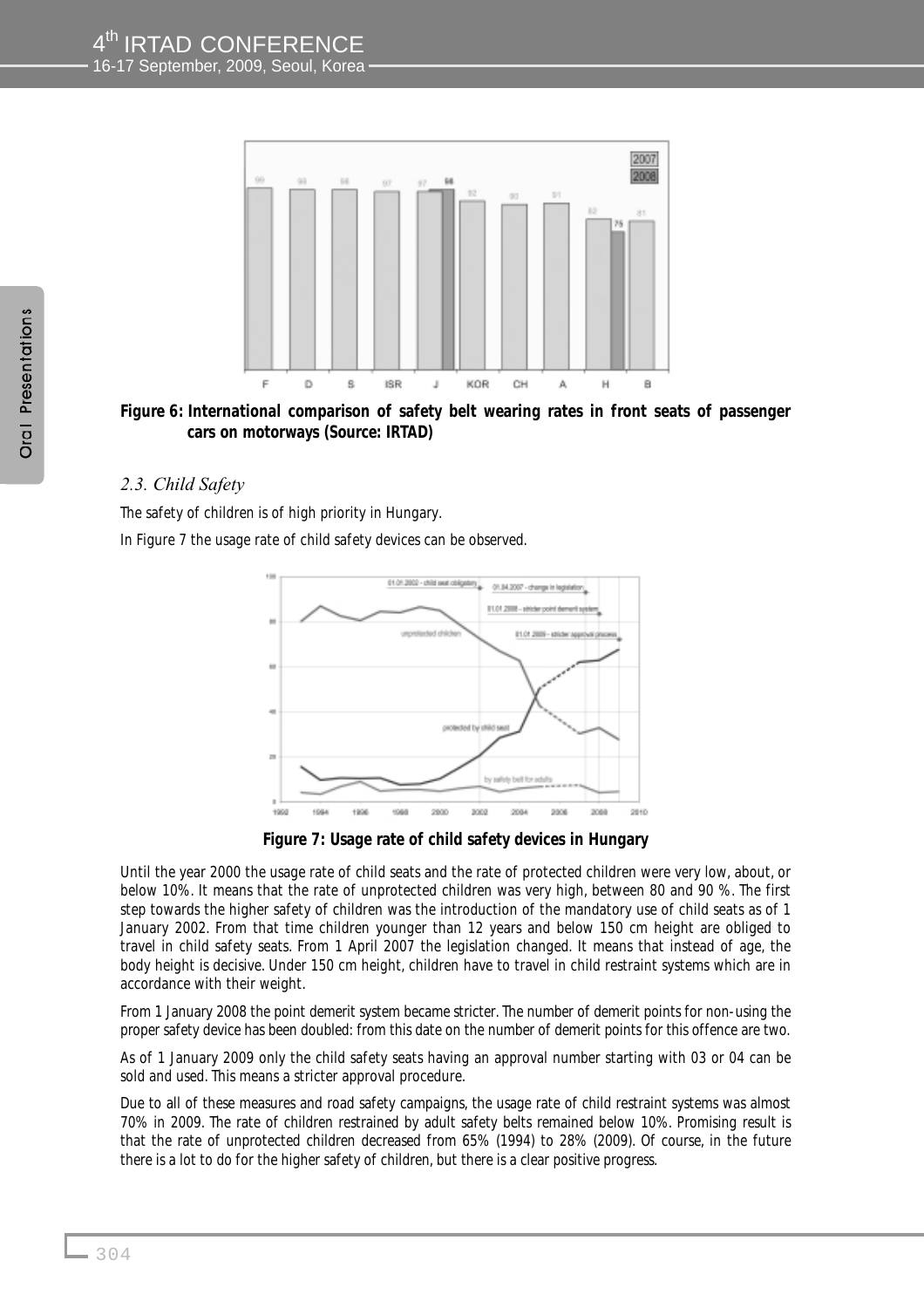**Figure 6: International comparison of safety belt wearing rates in front seats of passenger cars on motorways (Source: IRTAD)**

### *2.3. Child Safety*

The safety of children is of high priority in Hungary.

In Figure 7 the usage rate of child safety devices can be observed.

**Figure 7: Usage rate of child safety devices in Hungary**

Until the year 2000 the usage rate of child seats and the rate of protected children were very low, about, or below 10%. It means that the rate of unprotected children was very high, between 80 and 90 %. The first step towards the higher safety of children was the introduction of the mandatory use of child seats as of 1 January 2002. From that time children younger than 12 years and below 150 cm height are obliged to travel in child safety seats. From 1 April 2007 the legislation changed. It means that instead of age, the body height is decisive. Under 150 cm height, children have to travel in child restraint systems which are in accordance with their weight.

From 1 January 2008 the point demerit system became stricter. The number of demerit points for non-using the proper safety device has been doubled: from this date on the number of demerit points for this offence are two.

As of 1 January 2009 only the child safety seats having an approval number starting with 03 or 04 can be sold and used. This means a stricter approval procedure.

Due to all of these measures and road safety campaigns, the usage rate of child restraint systems was almost 70% in 2009. The rate of children restrained by adult safety belts remained below 10%. Promising result is that the rate of unprotected children decreased from 65% (1994) to 28% (2009). Of course, in the future there is a lot to do for the higher safety of children, but there is a clear positive progress.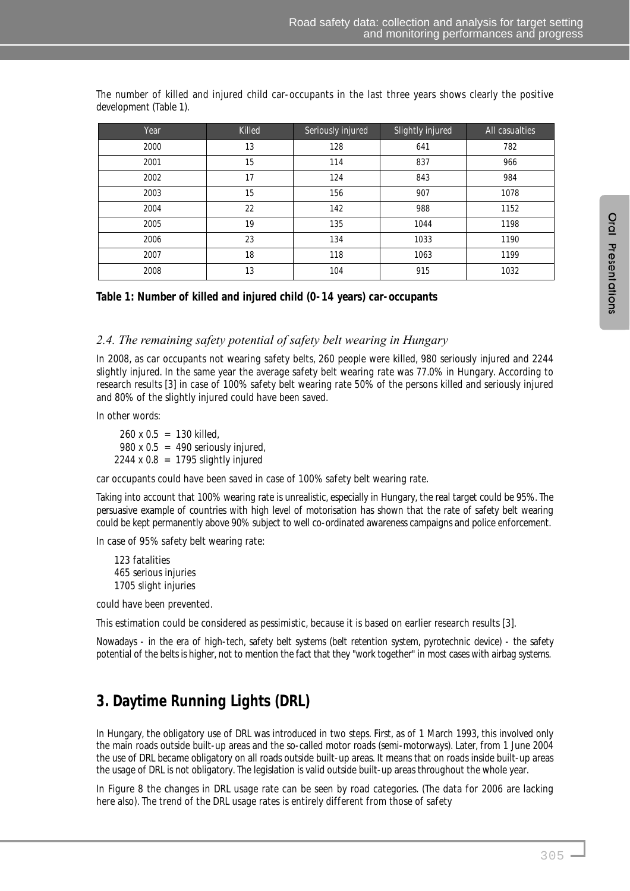The number of killed and injured child car-occupants in the last three years shows clearly the positive development (Table 1).

| Year | Killed | Seriously injured | Slightly injured | All casualties |
|---|---|---|---|---|
| 2000 | 13 | 128 | 641 | 782 |
| 2001 | 15 | 114 | 837 | 966 |
| 2002 | 17 | 124 | 843 | 984 |
| 2003 | 15 | 156 | 907 | 1078 |
| 2004 | 22 | 142 | 988 | 1152 |
| 2005 | 19 | 135 | 1044 | 1198 |
| 2006 | 23 | 134 | 1033 | 1190 |
| 2007 | 18 | 118 | 1063 | 1199 |
| 2008 | 13 | 104 | 915 | 1032 |

**Table 1: Number of killed and injured child (0-14 years) car-occupants**

### *2.4. The remaining safety potential of safety belt wearing in Hungary*

In 2008, as car occupants not wearing safety belts, 260 people were killed, 980 seriously injured and 2244 slightly injured. In the same year the average safety belt wearing rate was 77.0% in Hungary. According to research results [3] in case of 100% safety belt wearing rate 50% of the persons killed and seriously injured and 80% of the slightly injured could have been saved.

In other words:

260 x 0.5 = 130 killed,
980 x 0.5 = 490 seriously injured,
2244 x 0.8 = 1795 slightly injured

car occupants could have been saved in case of 100% safety belt wearing rate.

Taking into account that 100% wearing rate is unrealistic, especially in Hungary, the real target could be 95%. The persuasive example of countries with high level of motorisation has shown that the rate of safety belt wearing could be kept permanently above 90% subject to well co-ordinated awareness campaigns and police enforcement.

In case of 95% safety belt wearing rate:

123 fatalities
465 serious injuries
1705 slight injuries

could have been prevented.

This estimation could be considered as pessimistic, because it is based on earlier research results [3].

Nowadays - in the era of high-tech, safety belt systems (belt retention system, pyrotechnic device) - the safety potential of the belts is higher, not to mention the fact that they "work together" in most cases with airbag systems.

## 3. Daytime Running Lights (DRL)

In Hungary, the obligatory use of DRL was introduced in two steps. First, as of 1 March 1993, this involved only the main roads outside built-up areas and the so-called motor roads (semi-motorways). Later, from 1 June 2004 the use of DRL became obligatory on all roads outside built-up areas. It means that on roads inside built-up areas the usage of DRL is not obligatory. The legislation is valid outside built-up areas throughout the whole year.

In Figure 8 the changes in DRL usage rate can be seen by road categories. (The data for 2006 are lacking here also). The trend of the DRL usage rates is entirely different from those of safety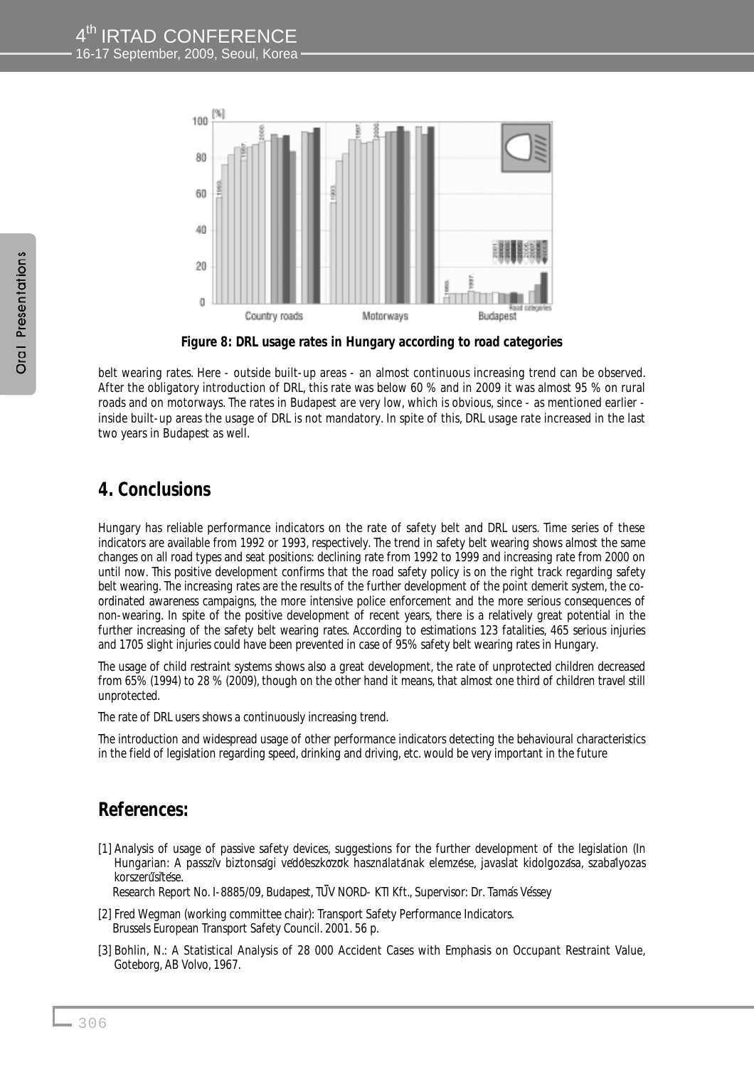[%]
100
80
60
40
20
0
1993
1997
2000
1993
1997
2000
1993
1997
2001
2002
2003
2004
2005
2006
2007
2008
2009
Country roads
Motorways
Budapest
Road categories

**Figure 8: DRL usage rates in Hungary according to road categories**

belt wearing rates. Here - outside built-up areas - an almost continuous increasing trend can be observed. After the obligatory introduction of DRL, this rate was below 60 % and in 2009 it was almost 95 % on rural roads and on motorways. The rates in Budapest are very low, which is obvious, since - as mentioned earlier - inside built-up areas the usage of DRL is not mandatory. In spite of this, DRL usage rate increased in the last two years in Budapest as well.

## 4. Conclusions

Hungary has reliable performance indicators on the rate of safety belt and DRL users. Time series of these indicators are available from 1992 or 1993, respectively. The trend in safety belt wearing shows almost the same changes on all road types and seat positions: declining rate from 1992 to 1999 and increasing rate from 2000 on until now. This positive development confirms that the road safety policy is on the right track regarding safety belt wearing. The increasing rates are the results of the further development of the point demerit system, the co-ordinated awareness campaigns, the more intensive police enforcement and the more serious consequences of non-wearing. In spite of the positive development of recent years, there is a relatively great potential in the further increasing of the safety belt wearing rates. According to estimations 123 fatalities, 465 serious injuries and 1705 slight injuries could have been prevented in case of 95% safety belt wearing rates in Hungary.

The usage of child restraint systems shows also a great development, the rate of unprotected children decreased from 65% (1994) to 28 % (2009), though on the other hand it means, that almost one third of children travel still unprotected.

The rate of DRL users shows a continuously increasing trend.

The introduction and widespread usage of other performance indicators detecting the behavioural characteristics in the field of legislation regarding speed, drinking and driving, etc. would be very important in the future

## References:

[1] Analysis of usage of passive safety devices, suggestions for the further development of the legislation (In Hungarian: A passzív biztonsági védőeszközök használatának elemzése, javaslat kidolgozása, szabályozás korszerűsítése.
Research Report No. I-8885/09, Budapest, TÜV NORD- KTI Kft., Supervisor: Dr. Tamás Véssey

[2] Fred Wegman (working committee chair): Transport Safety Performance Indicators.
Brussels European Transport Safety Council. 2001. 56 p.

[3] Bohlin, N.: A Statistical Analysis of 28 000 Accident Cases with Emphasis on Occupant Restraint Value, Goteborg, AB Volvo, 1967.